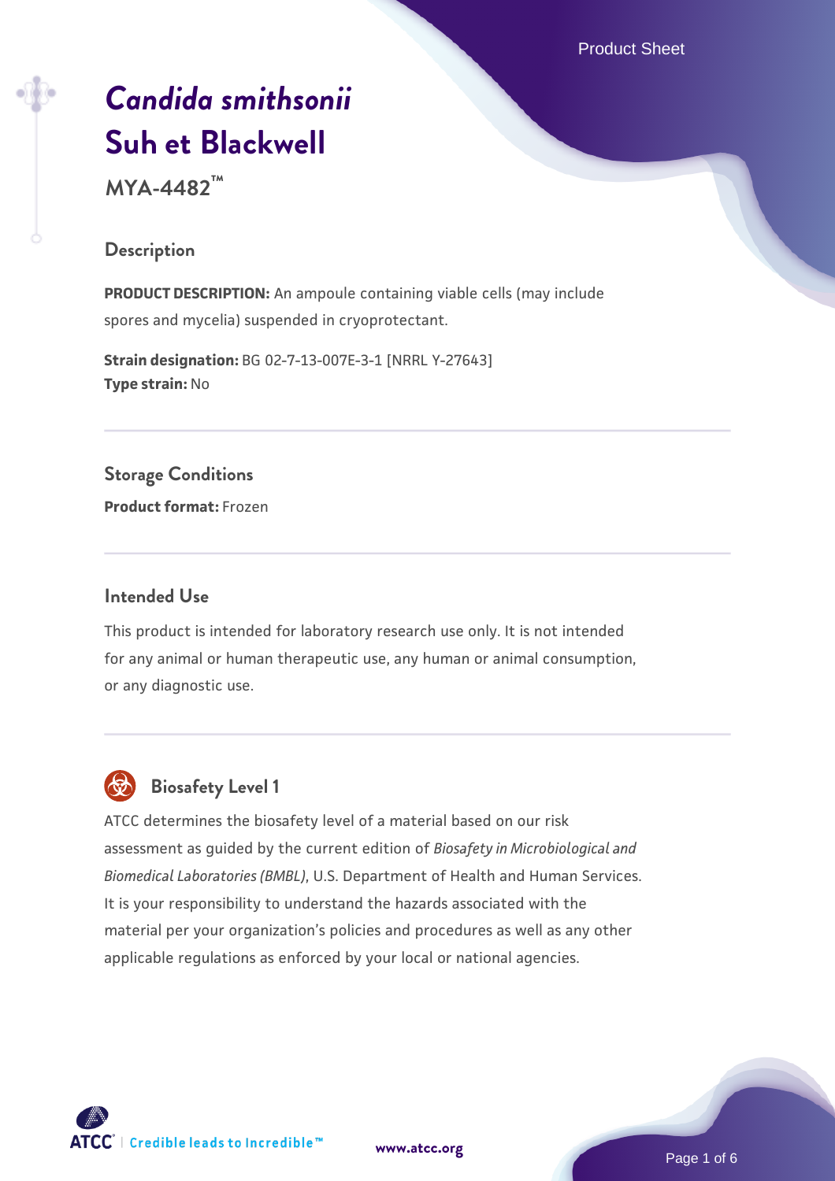# *Candida smithsonii* Suh et Blackwell

**MYA-4482™**

## Description

**PRODUCT DESCRIPTION:** An ampoule containing viable cells (may include spores and mycelia) suspended in cryoprotectant.

**Strain designation:** BG 02-7-13-007E-3-1 [NRRL Y-27643]
**Type strain:** No

## Storage Conditions

**Product format:** Frozen

## Intended Use

This product is intended for laboratory research use only. It is not intended for any animal or human therapeutic use, any human or animal consumption, or any diagnostic use.

## Biosafety Level 1

ATCC determines the biosafety level of a material based on our risk assessment as guided by the current edition of *Biosafety in Microbiological and Biomedical Laboratories (BMBL)*, U.S. Department of Health and Human Services. It is your responsibility to understand the hazards associated with the material per your organization's policies and procedures as well as any other applicable regulations as enforced by your local or national agencies.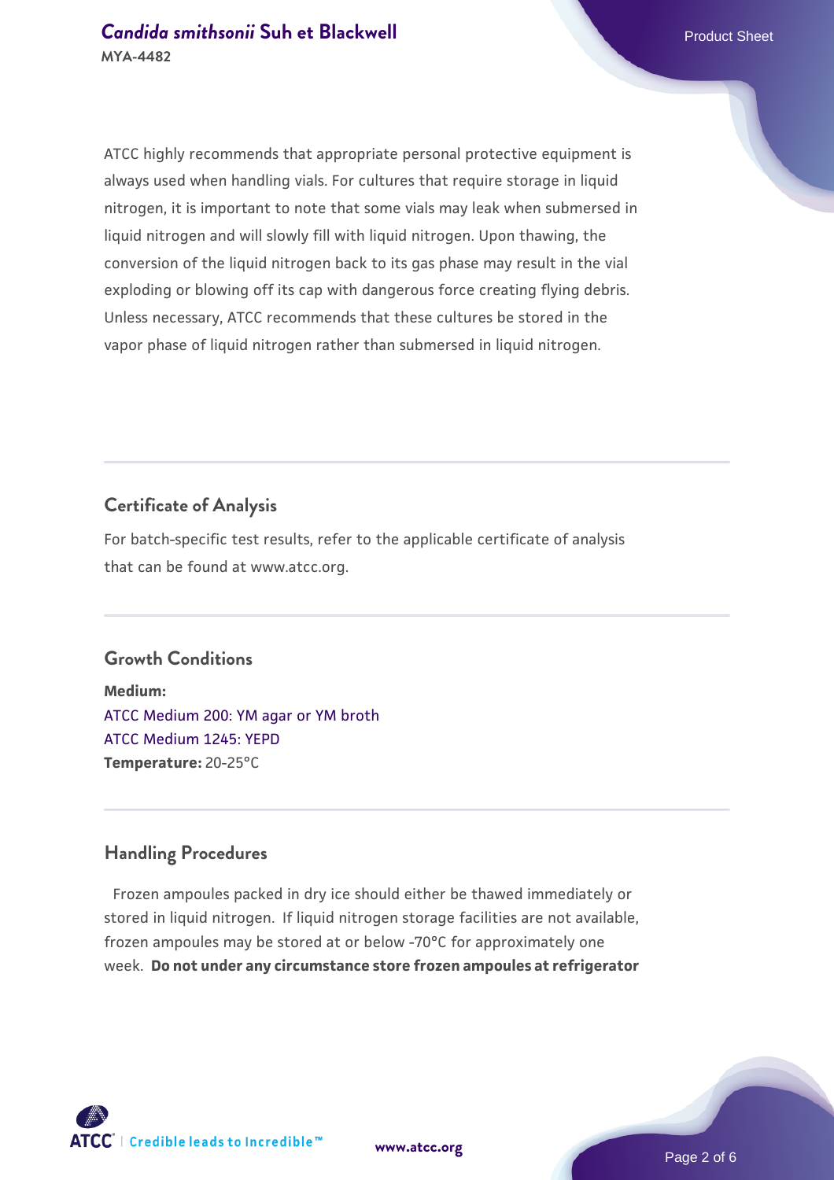ATCC highly recommends that appropriate personal protective equipment is always used when handling vials. For cultures that require storage in liquid nitrogen, it is important to note that some vials may leak when submersed in liquid nitrogen and will slowly fill with liquid nitrogen. Upon thawing, the conversion of the liquid nitrogen back to its gas phase may result in the vial exploding or blowing off its cap with dangerous force creating flying debris. Unless necessary, ATCC recommends that these cultures be stored in the vapor phase of liquid nitrogen rather than submersed in liquid nitrogen.

## Certificate of Analysis

For batch-specific test results, refer to the applicable certificate of analysis that can be found at www.atcc.org.

## Growth Conditions

**Medium:**
ATCC Medium 200: YM agar or YM broth
ATCC Medium 1245: YEPD
**Temperature:** 20-25°C

## Handling Procedures

Frozen ampoules packed in dry ice should either be thawed immediately or stored in liquid nitrogen. If liquid nitrogen storage facilities are not available, frozen ampoules may be stored at or below -70°C for approximately one week. **Do not under any circumstance store frozen ampoules at refrigerator**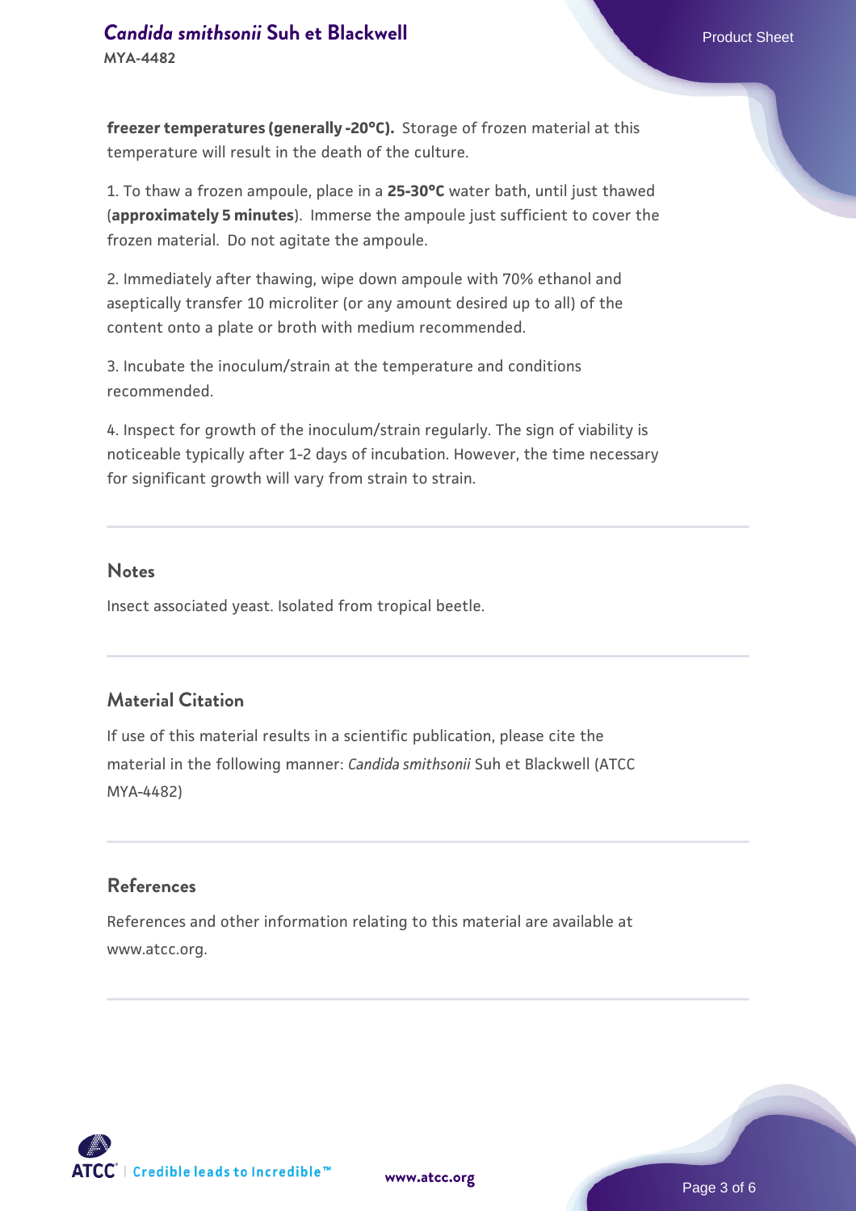**freezer temperatures (generally -20°C).** Storage of frozen material at this temperature will result in the death of the culture.

1. To thaw a frozen ampoule, place in a **25-30°C** water bath, until just thawed (**approximately 5 minutes**). Immerse the ampoule just sufficient to cover the frozen material. Do not agitate the ampoule.

2. Immediately after thawing, wipe down ampoule with 70% ethanol and aseptically transfer 10 microliter (or any amount desired up to all) of the content onto a plate or broth with medium recommended.

3. Incubate the inoculum/strain at the temperature and conditions recommended.

4. Inspect for growth of the inoculum/strain regularly. The sign of viability is noticeable typically after 1-2 days of incubation. However, the time necessary for significant growth will vary from strain to strain.

## Notes

Insect associated yeast. Isolated from tropical beetle.

## Material Citation

If use of this material results in a scientific publication, please cite the material in the following manner: *Candida smithsonii* Suh et Blackwell (ATCC MYA-4482)

## References

References and other information relating to this material are available at www.atcc.org.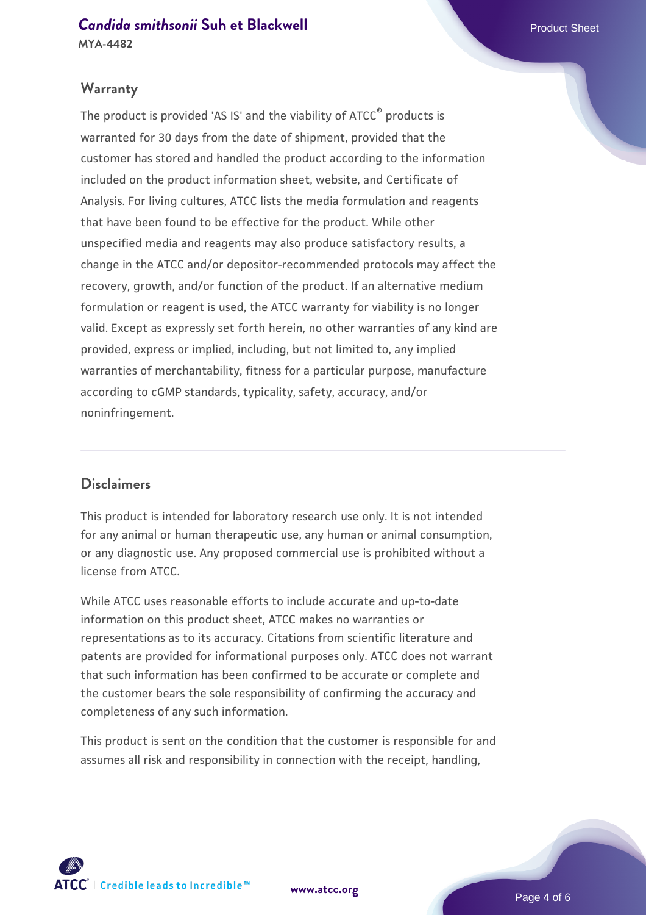## Warranty

The product is provided 'AS IS' and the viability of ATCC® products is warranted for 30 days from the date of shipment, provided that the customer has stored and handled the product according to the information included on the product information sheet, website, and Certificate of Analysis. For living cultures, ATCC lists the media formulation and reagents that have been found to be effective for the product. While other unspecified media and reagents may also produce satisfactory results, a change in the ATCC and/or depositor-recommended protocols may affect the recovery, growth, and/or function of the product. If an alternative medium formulation or reagent is used, the ATCC warranty for viability is no longer valid. Except as expressly set forth herein, no other warranties of any kind are provided, express or implied, including, but not limited to, any implied warranties of merchantability, fitness for a particular purpose, manufacture according to cGMP standards, typicality, safety, accuracy, and/or noninfringement.

## Disclaimers

This product is intended for laboratory research use only. It is not intended for any animal or human therapeutic use, any human or animal consumption, or any diagnostic use. Any proposed commercial use is prohibited without a license from ATCC.

While ATCC uses reasonable efforts to include accurate and up-to-date information on this product sheet, ATCC makes no warranties or representations as to its accuracy. Citations from scientific literature and patents are provided for informational purposes only. ATCC does not warrant that such information has been confirmed to be accurate or complete and the customer bears the sole responsibility of confirming the accuracy and completeness of any such information.

This product is sent on the condition that the customer is responsible for and assumes all risk and responsibility in connection with the receipt, handling,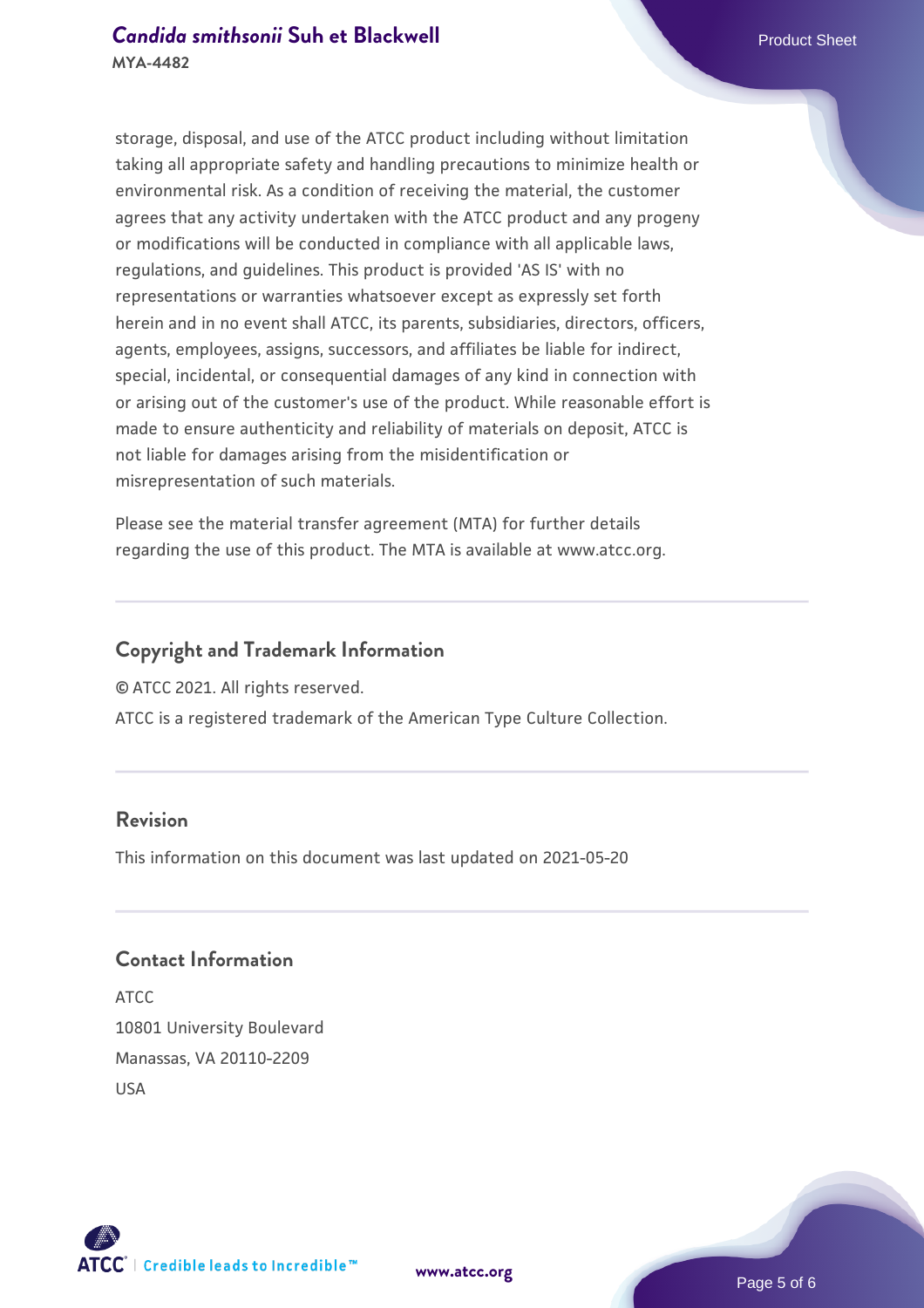storage, disposal, and use of the ATCC product including without limitation taking all appropriate safety and handling precautions to minimize health or environmental risk. As a condition of receiving the material, the customer agrees that any activity undertaken with the ATCC product and any progeny or modifications will be conducted in compliance with all applicable laws, regulations, and guidelines. This product is provided 'AS IS' with no representations or warranties whatsoever except as expressly set forth herein and in no event shall ATCC, its parents, subsidiaries, directors, officers, agents, employees, assigns, successors, and affiliates be liable for indirect, special, incidental, or consequential damages of any kind in connection with or arising out of the customer's use of the product. While reasonable effort is made to ensure authenticity and reliability of materials on deposit, ATCC is not liable for damages arising from the misidentification or misrepresentation of such materials.

Please see the material transfer agreement (MTA) for further details regarding the use of this product. The MTA is available at www.atcc.org.

## Copyright and Trademark Information

© ATCC 2021. All rights reserved.

ATCC is a registered trademark of the American Type Culture Collection.

## Revision

This information on this document was last updated on 2021-05-20

## Contact Information

ATCC
10801 University Boulevard
Manassas, VA 20110-2209
USA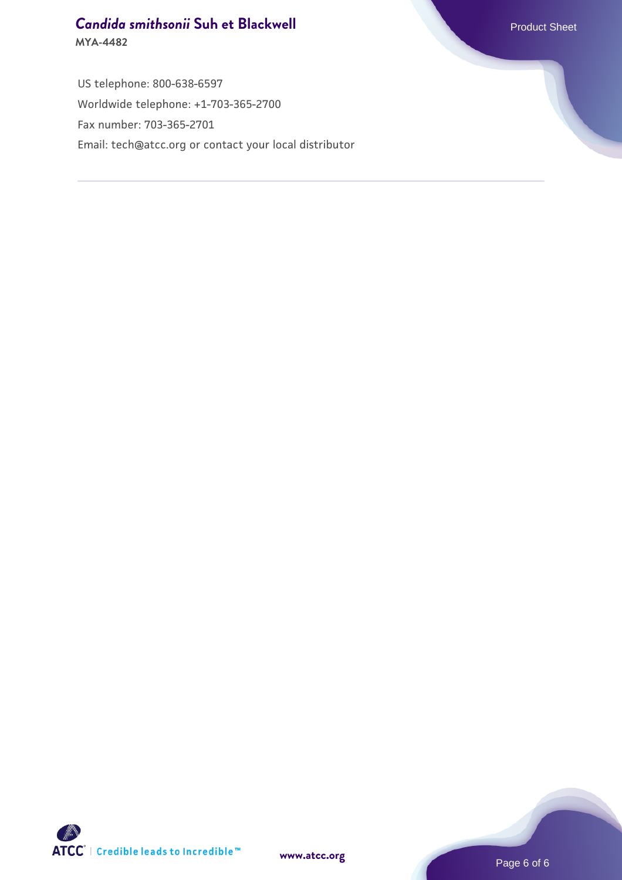US telephone: 800-638-6597

Worldwide telephone: +1-703-365-2700

Fax number: 703-365-2701

Email: tech@atcc.org or contact your local distributor